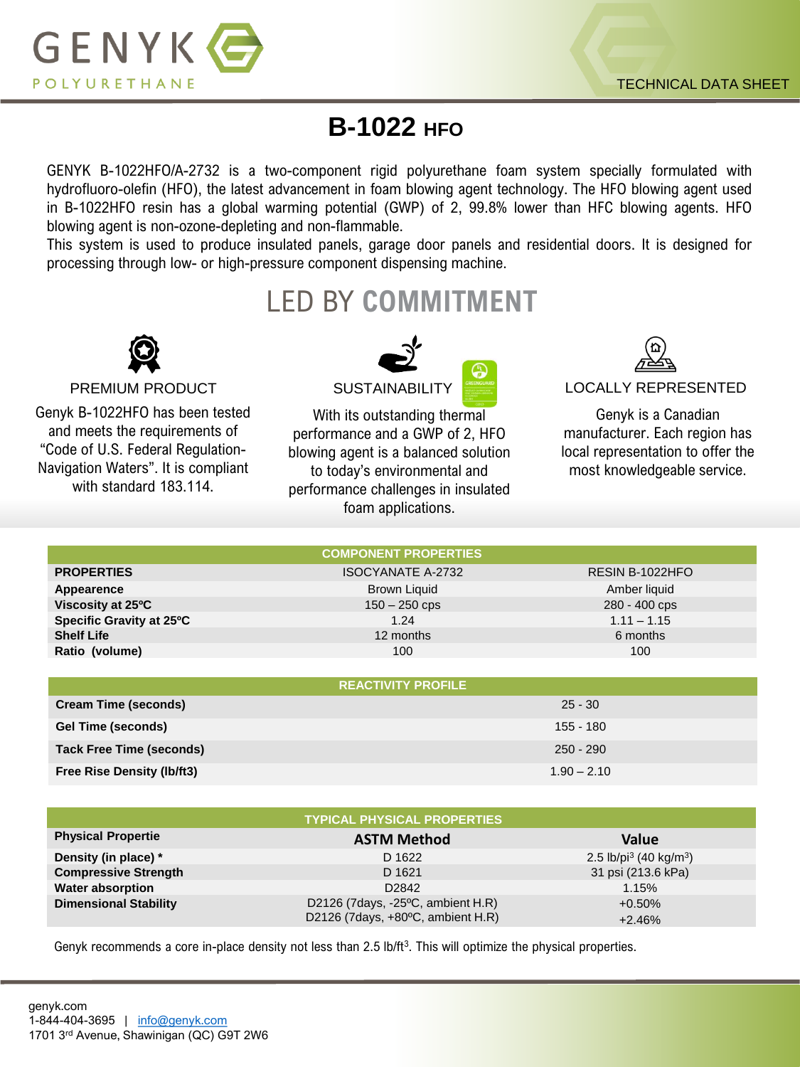GENYK POLYURETHANE

TECHNICAL DATA SHEET

# B-1022 HFO

GENYK B-1022HFO/A-2732 is a two-component rigid polyurethane foam system specially formulated with hydrofluoro-olefin (HFO), the latest advancement in foam blowing agent technology. The HFO blowing agent used in B-1022HFO resin has a global warming potential (GWP) of 2, 99.8% lower than HFC blowing agents. HFO blowing agent is non-ozone-depleting and non-flammable.

This system is used to produce insulated panels, garage door panels and residential doors. It is designed for processing through low- or high-pressure component dispensing machine.

## LED BY COMMITMENT

### PREMIUM PRODUCT

Genyk B-1022HFO has been tested and meets the requirements of "Code of U.S. Federal Regulation-Navigation Waters". It is compliant with standard 183.114.

### SUSTAINABILITY

With its outstanding thermal performance and a GWP of 2, HFO blowing agent is a balanced solution to today's environmental and performance challenges in insulated foam applications.

### LOCALLY REPRESENTED

Genyk is a Canadian manufacturer. Each region has local representation to offer the most knowledgeable service.

| COMPONENT PROPERTIES | | |
|---|---|---|
| **PROPERTIES** | ISOCYANATE A-2732 | RESIN B-1022HFO |
| **Appearence** | Brown Liquid | Amber liquid |
| **Viscosity at 25ºC** | 150 – 250 cps | 280 - 400 cps |
| **Specific Gravity at 25ºC** | 1.24 | 1.11 – 1.15 |
| **Shelf Life** | 12 months | 6 months |
| **Ratio (volume)** | 100 | 100 |

| REACTIVITY PROFILE | |
|---|---|
| **Cream Time (seconds)** | 25 - 30 |
| **Gel Time (seconds)** | 155 - 180 |
| **Tack Free Time (seconds)** | 250 - 290 |
| **Free Rise Density (lb/ft3)** | 1.90 – 2.10 |

| TYPICAL PHYSICAL PROPERTIES | | |
|---|---|---|
| **Physical Propertie** | **ASTM Method** | **Value** |
| **Density (in place) \*** | D 1622 | 2.5 lb/pi$^3$ (40 kg/m$^3$) |
| **Compressive Strength** | D 1621 | 31 psi (213.6 kPa) |
| **Water absorption** | D2842 | 1.15% |
| **Dimensional Stability** | D2126 (7days, -25ºC, ambient H.R) | +0.50% |
| | D2126 (7days, +80ºC, ambient H.R) | +2.46% |

Genyk recommends a core in-place density not less than 2.5 lb/ft$^3$. This will optimize the physical properties.

genyk.com
1-844-404-3695 | info@genyk.com
1701 3rd Avenue, Shawinigan (QC) G9T 2W6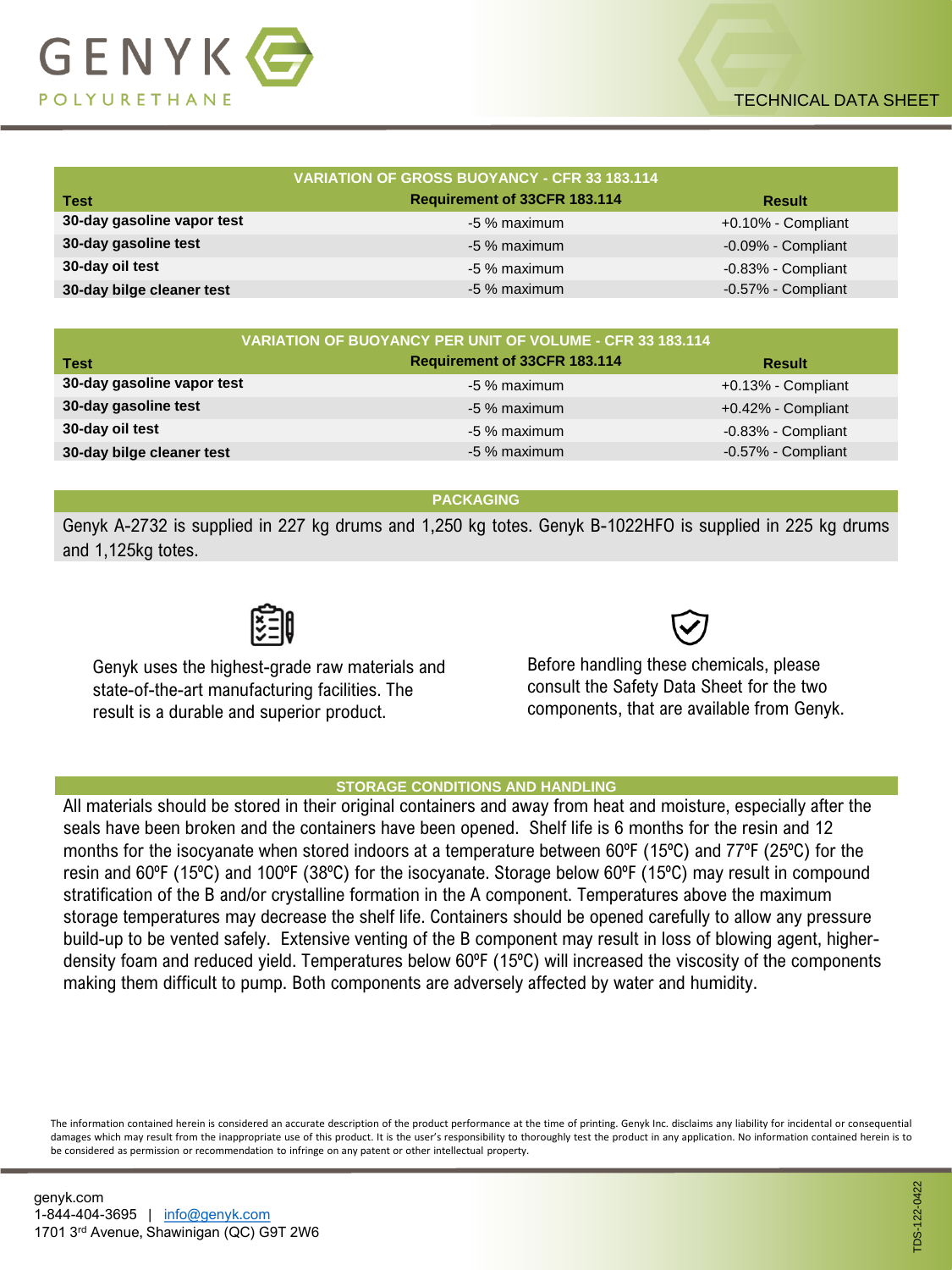| VARIATION OF GROSS BUOYANCY - CFR 33 183.114 | | |
|---|---|---|
| **Test** | **Requirement of 33CFR 183.114** | **Result** |
| **30-day gasoline vapor test** | -5 % maximum | +0.10% - Compliant |
| **30-day gasoline test** | -5 % maximum | -0.09% - Compliant |
| **30-day oil test** | -5 % maximum | -0.83% - Compliant |
| **30-day bilge cleaner test** | -5 % maximum | -0.57% - Compliant |

| VARIATION OF BUOYANCY PER UNIT OF VOLUME - CFR 33 183.114 | | |
|---|---|---|
| **Test** | **Requirement of 33CFR 183.114** | **Result** |
| **30-day gasoline vapor test** | -5 % maximum | +0.13% - Compliant |
| **30-day gasoline test** | -5 % maximum | +0.42% - Compliant |
| **30-day oil test** | -5 % maximum | -0.83% - Compliant |
| **30-day bilge cleaner test** | -5 % maximum | -0.57% - Compliant |

## PACKAGING

Genyk A-2732 is supplied in 227 kg drums and 1,250 kg totes. Genyk B-1022HFO is supplied in 225 kg drums and 1,125kg totes.

Genyk uses the highest-grade raw materials and state-of-the-art manufacturing facilities. The result is a durable and superior product.

Before handling these chemicals, please consult the Safety Data Sheet for the two components, that are available from Genyk.

## STORAGE CONDITIONS AND HANDLING

All materials should be stored in their original containers and away from heat and moisture, especially after the seals have been broken and the containers have been opened. Shelf life is 6 months for the resin and 12 months for the isocyanate when stored indoors at a temperature between 60ºF (15ºC) and 77ºF (25ºC) for the resin and 60ºF (15ºC) and 100ºF (38ºC) for the isocyanate. Storage below 60ºF (15ºC) may result in compound stratification of the B and/or crystalline formation in the A component. Temperatures above the maximum storage temperatures may decrease the shelf life. Containers should be opened carefully to allow any pressure build-up to be vented safely. Extensive venting of the B component may result in loss of blowing agent, higher-density foam and reduced yield. Temperatures below 60ºF (15ºC) will increased the viscosity of the components making them difficult to pump. Both components are adversely affected by water and humidity.

The information contained herein is considered an accurate description of the product performance at the time of printing. Genyk Inc. disclaims any liability for incidental or consequential damages which may result from the inappropriate use of this product. It is the user's responsibility to thoroughly test the product in any application. No information contained herein is to be considered as permission or recommendation to infringe on any patent or other intellectual property.

genyk.com
1-844-404-3695 | info@genyk.com
1701 3rd Avenue, Shawinigan (QC) G9T 2W6

TDS-122-0422